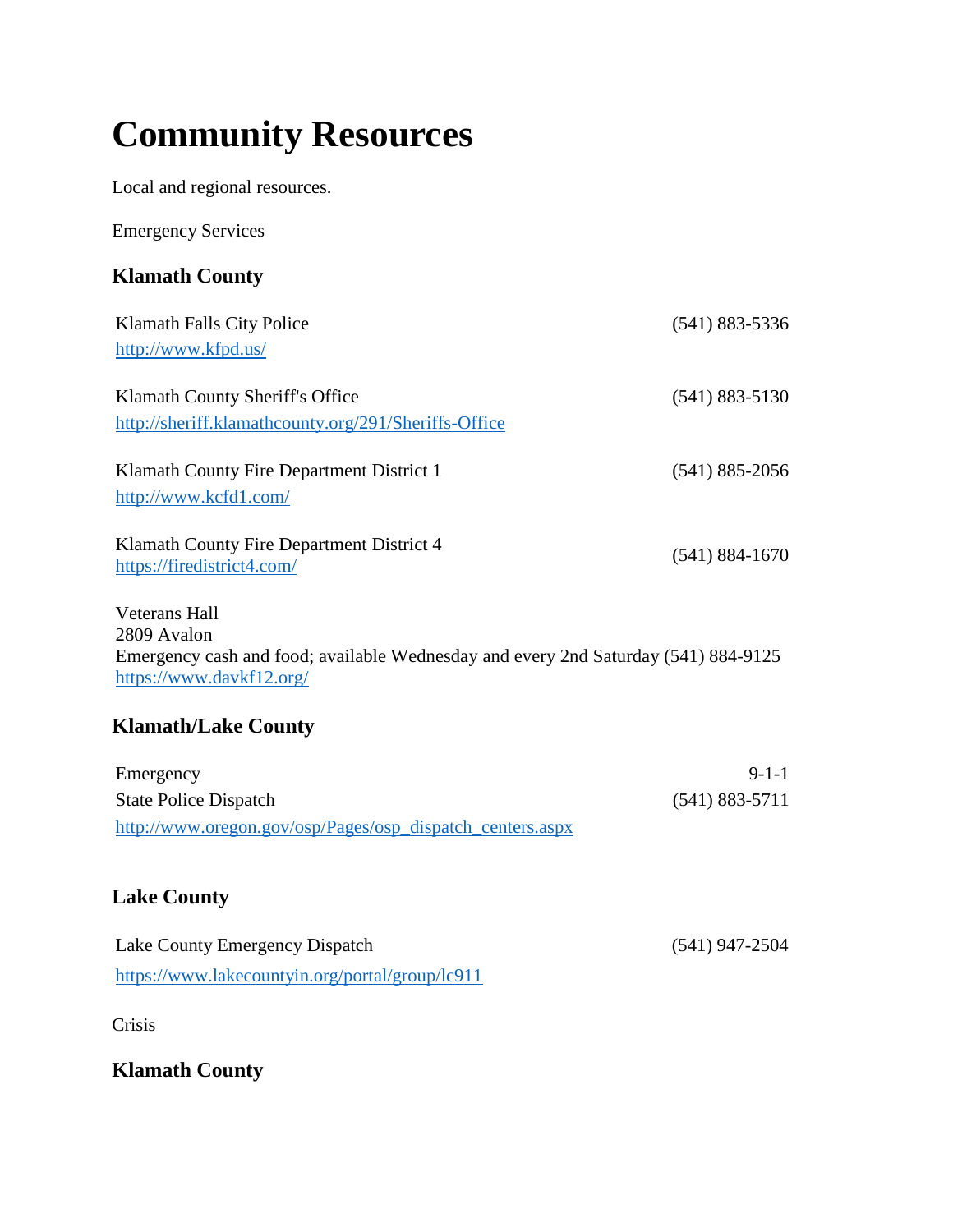# Community Resources

Local and regional resources.

Emergency Services

### Klamath County

Klamath Falls City Police (541) 883-5336
http://www.kfpd.us/

Klamath County Sheriff's Office (541) 883-5130
http://sheriff.klamathcounty.org/291/Sheriffs-Office

Klamath County Fire Department District 1 (541) 885-2056
http://www.kcfd1.com/

Klamath County Fire Department District 4 (541) 884-1670
https://firedistrict4.com/

Veterans Hall
2809 Avalon
Emergency cash and food; available Wednesday and every 2nd Saturday (541) 884-9125
https://www.davkf12.org/

### Klamath/Lake County

Emergency 9-1-1
State Police Dispatch (541) 883-5711
http://www.oregon.gov/osp/Pages/osp_dispatch_centers.aspx

### Lake County

Lake County Emergency Dispatch (541) 947-2504
https://www.lakecountyin.org/portal/group/lc911

Crisis

### Klamath County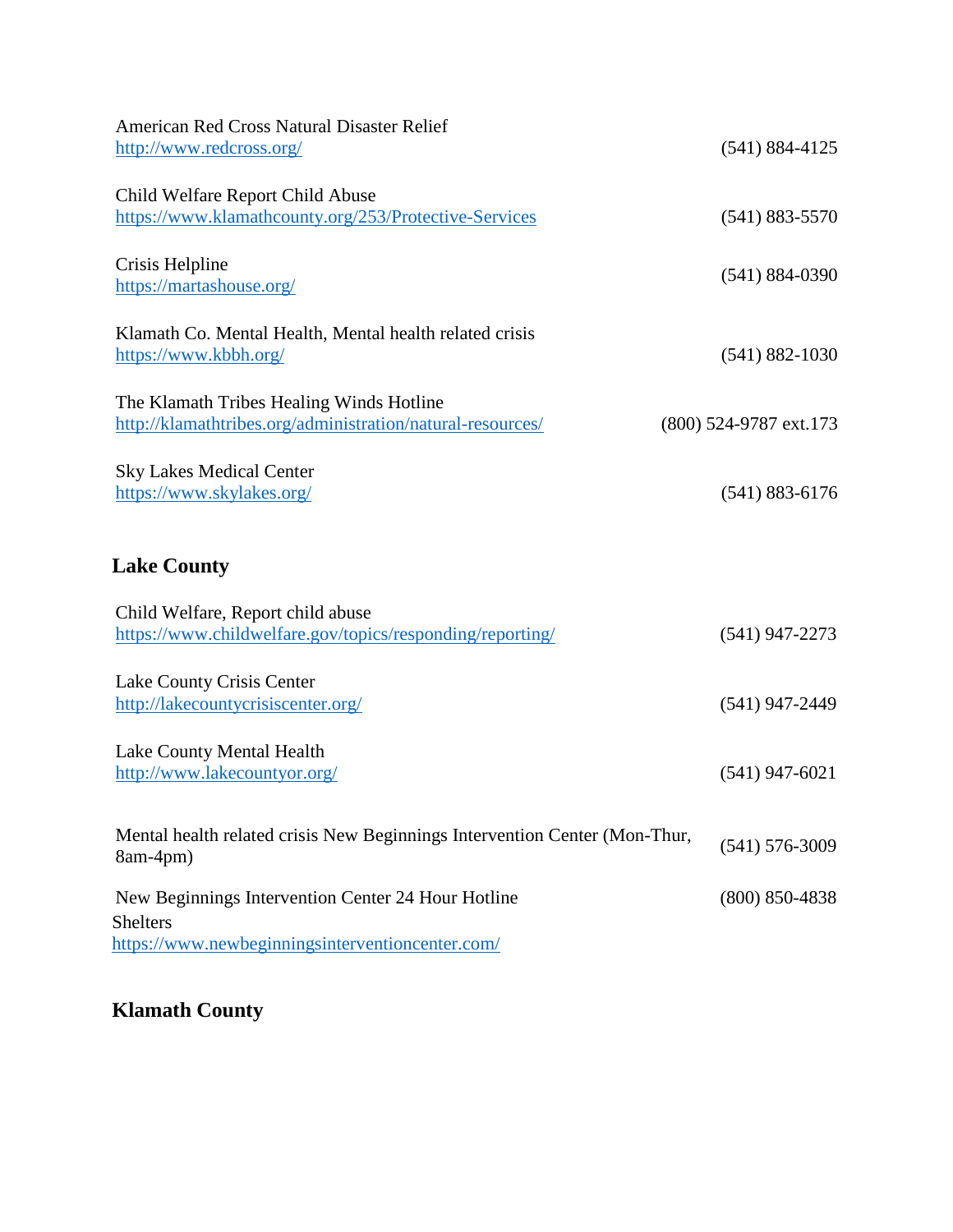American Red Cross Natural Disaster Relief
http://www.redcross.org/ (541) 884-4125

Child Welfare Report Child Abuse
https://www.klamathcounty.org/253/Protective-Services (541) 883-5570

Crisis Helpline
https://martashouse.org/ (541) 884-0390

Klamath Co. Mental Health, Mental health related crisis
https://www.kbbh.org/ (541) 882-1030

The Klamath Tribes Healing Winds Hotline
http://klamathtribes.org/administration/natural-resources/ (800) 524-9787 ext.173

Sky Lakes Medical Center
https://www.skylakes.org/ (541) 883-6176

## Lake County

Child Welfare, Report child abuse
https://www.childwelfare.gov/topics/responding/reporting/ (541) 947-2273

Lake County Crisis Center
http://lakecountycrisiscenter.org/ (541) 947-2449

Lake County Mental Health
http://www.lakecountyor.org/ (541) 947-6021

Mental health related crisis New Beginnings Intervention Center (Mon-Thur, 8am-4pm) (541) 576-3009

New Beginnings Intervention Center 24 Hour Hotline (800) 850-4838
Shelters
https://www.newbeginningsinterventioncenter.com/

## Klamath County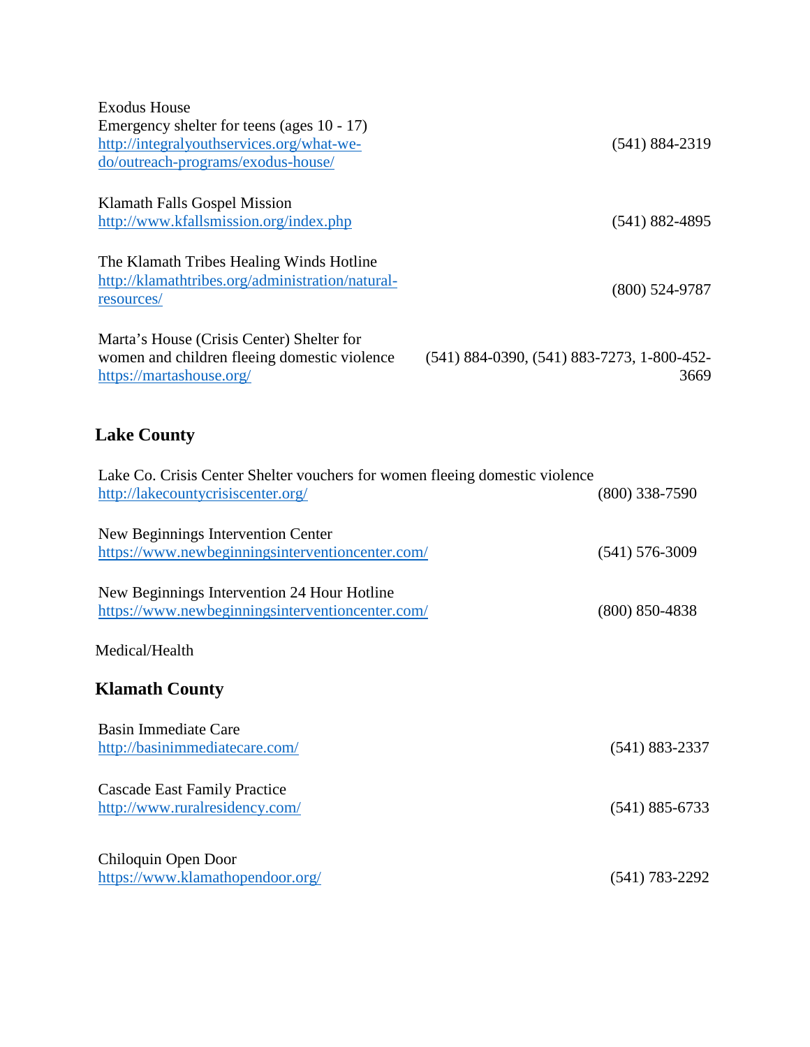Exodus House
Emergency shelter for teens (ages 10 - 17)
http://integralyouthservices.org/what-we-do/outreach-programs/exodus-house/ (541) 884-2319

Klamath Falls Gospel Mission
http://www.kfallsmission.org/index.php (541) 882-4895

The Klamath Tribes Healing Winds Hotline
http://klamathtribes.org/administration/natural-resources/ (800) 524-9787

Marta's House (Crisis Center) Shelter for women and children fleeing domestic violence
https://martashouse.org/ (541) 884-0390, (541) 883-7273, 1-800-452-3669

## Lake County

Lake Co. Crisis Center Shelter vouchers for women fleeing domestic violence
http://lakecountycrisiscenter.org/ (800) 338-7590

New Beginnings Intervention Center
https://www.newbeginningsinterventioncenter.com/ (541) 576-3009

New Beginnings Intervention 24 Hour Hotline
https://www.newbeginningsinterventioncenter.com/ (800) 850-4838

Medical/Health

## Klamath County

Basin Immediate Care
http://basinimmediatecare.com/ (541) 883-2337

Cascade East Family Practice
http://www.ruralresidency.com/ (541) 885-6733

Chiloquin Open Door
https://www.klamathopendoor.org/ (541) 783-2292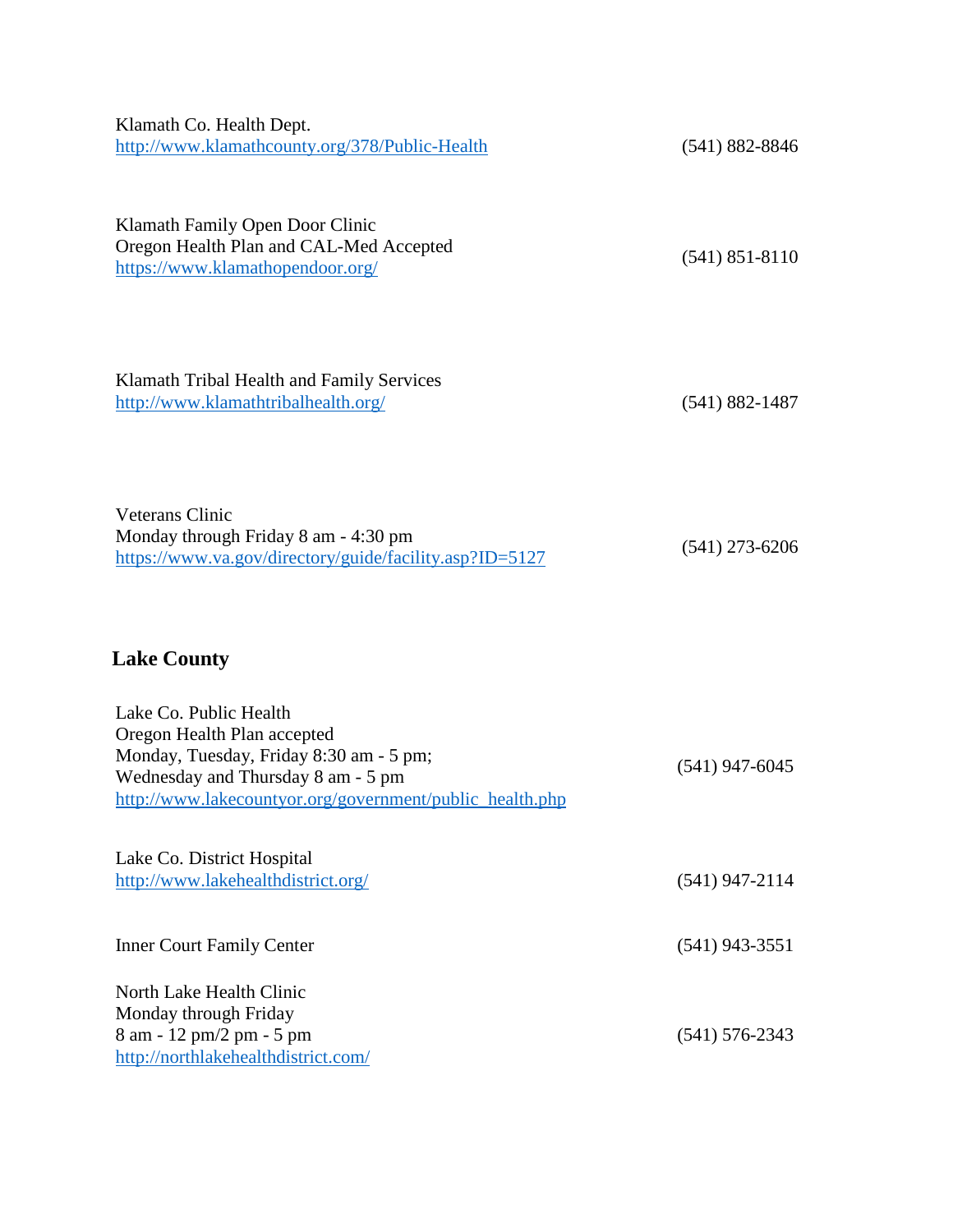Klamath Co. Health Dept.
http://www.klamathcounty.org/378/Public-Health (541) 882-8846

Klamath Family Open Door Clinic
Oregon Health Plan and CAL-Med Accepted
https://www.klamathopendoor.org/ (541) 851-8110

Klamath Tribal Health and Family Services
http://www.klamathtribalhealth.org/ (541) 882-1487

Veterans Clinic
Monday through Friday 8 am - 4:30 pm
https://www.va.gov/directory/guide/facility.asp?ID=5127 (541) 273-6206

## Lake County

Lake Co. Public Health
Oregon Health Plan accepted
Monday, Tuesday, Friday 8:30 am - 5 pm;
Wednesday and Thursday 8 am - 5 pm
http://www.lakecountyor.org/government/public_health.php (541) 947-6045

Lake Co. District Hospital
http://www.lakehealthdistrict.org/ (541) 947-2114

Inner Court Family Center (541) 943-3551

North Lake Health Clinic
Monday through Friday
8 am - 12 pm/2 pm - 5 pm
http://northlakehealthdistrict.com/ (541) 576-2343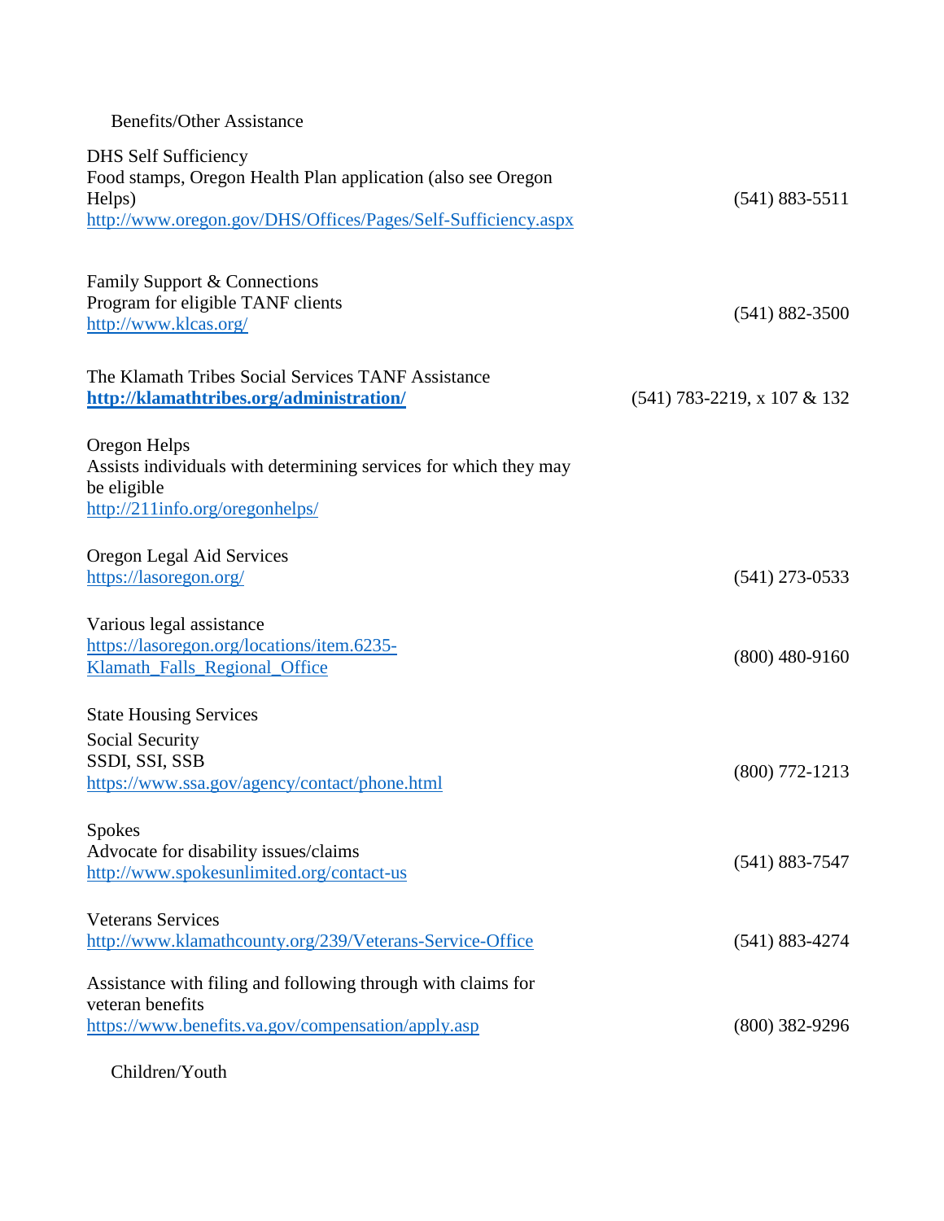## Benefits/Other Assistance

DHS Self Sufficiency
Food stamps, Oregon Health Plan application (also see Oregon Helps)
http://www.oregon.gov/DHS/Offices/Pages/Self-Sufficiency.aspx
(541) 883-5511

Family Support & Connections
Program for eligible TANF clients
http://www.klcas.org/
(541) 882-3500

The Klamath Tribes Social Services TANF Assistance
**http://klamathtribes.org/administration/**
(541) 783-2219, x 107 & 132

Oregon Helps
Assists individuals with determining services for which they may be eligible
http://211info.org/oregonhelps/

Oregon Legal Aid Services
https://lasoregon.org/
(541) 273-0533

Various legal assistance
https://lasoregon.org/locations/item.6235-Klamath_Falls_Regional_Office
(800) 480-9160

State Housing Services

Social Security
SSDI, SSI, SSB
https://www.ssa.gov/agency/contact/phone.html
(800) 772-1213

Spokes
Advocate for disability issues/claims
http://www.spokesunlimited.org/contact-us
(541) 883-7547

Veterans Services
http://www.klamathcounty.org/239/Veterans-Service-Office
(541) 883-4274

Assistance with filing and following through with claims for veteran benefits
https://www.benefits.va.gov/compensation/apply.asp
(800) 382-9296

## Children/Youth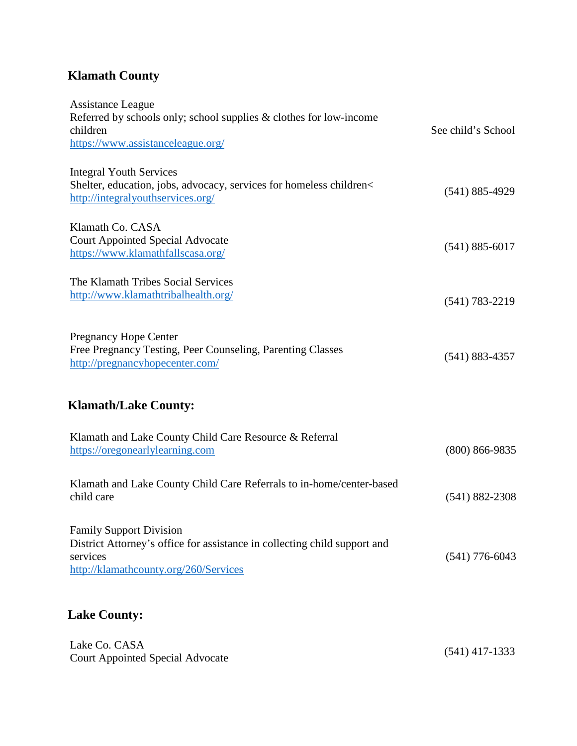## Klamath County

| | |
|---|---|
| Assistance League<br>Referred by schools only; school supplies & clothes for low-income children<br>https://www.assistanceleague.org/ | See child's School |
| Integral Youth Services<br>Shelter, education, jobs, advocacy, services for homeless children<<br>http://integralyouthservices.org/ | (541) 885-4929 |
| Klamath Co. CASA<br>Court Appointed Special Advocate<br>https://www.klamathfallscasa.org/ | (541) 885-6017 |
| The Klamath Tribes Social Services<br>http://www.klamathtribalhealth.org/ | (541) 783-2219 |
| Pregnancy Hope Center<br>Free Pregnancy Testing, Peer Counseling, Parenting Classes<br>http://pregnancyhopecenter.com/ | (541) 883-4357 |

## Klamath/Lake County:

| | |
|---|---|
| Klamath and Lake County Child Care Resource & Referral<br>https://oregonearlylearning.com | (800) 866-9835 |
| Klamath and Lake County Child Care Referrals to in-home/center-based child care | (541) 882-2308 |
| Family Support Division<br>District Attorney's office for assistance in collecting child support and services<br>http://klamathcounty.org/260/Services | (541) 776-6043 |

## Lake County:

| | |
|---|---|
| Lake Co. CASA<br>Court Appointed Special Advocate | (541) 417-1333 |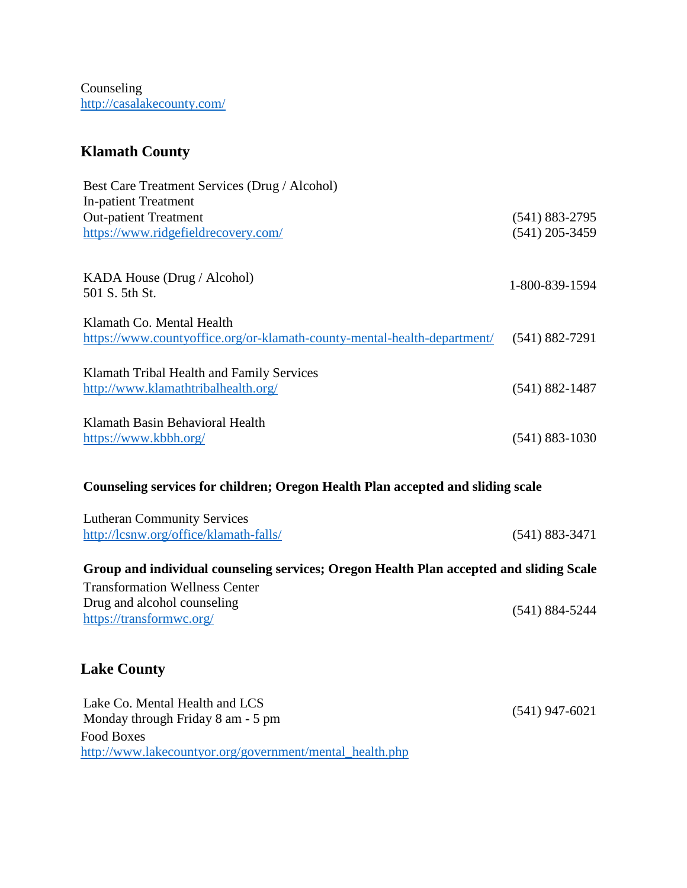Counseling
http://casalakecounty.com/

## Klamath County

Best Care Treatment Services (Drug / Alcohol)
In-patient Treatment
Out-patient Treatment — (541) 883-2795
https://www.ridgefieldrecovery.com/ — (541) 205-3459

KADA House (Drug / Alcohol) — 1-800-839-1594
501 S. 5th St.

Klamath Co. Mental Health
https://www.countyoffice.org/or-klamath-county-mental-health-department/ — (541) 882-7291

Klamath Tribal Health and Family Services
http://www.klamathtribalhealth.org/ — (541) 882-1487

Klamath Basin Behavioral Health
https://www.kbbh.org/ — (541) 883-1030

**Counseling services for children; Oregon Health Plan accepted and sliding scale**

Lutheran Community Services
http://lcsnw.org/office/klamath-falls/ — (541) 883-3471

**Group and individual counseling services; Oregon Health Plan accepted and sliding Scale**

Transformation Wellness Center
Drug and alcohol counseling — (541) 884-5244
https://transformwc.org/

## Lake County

Lake Co. Mental Health and LCS — (541) 947-6021
Monday through Friday 8 am - 5 pm
Food Boxes
http://www.lakecountyor.org/government/mental_health.php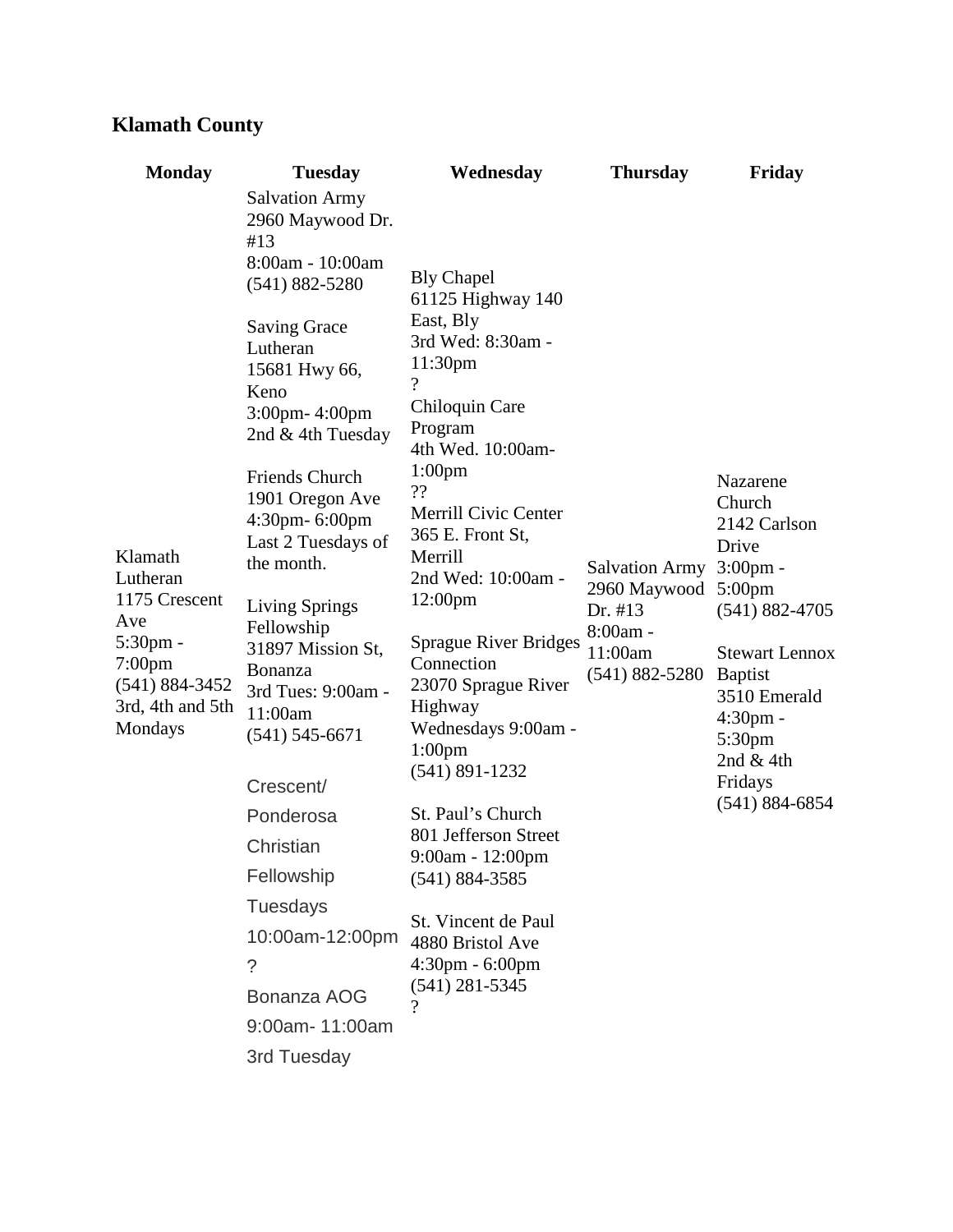## Klamath County

| Monday | Tuesday | Wednesday | Thursday | Friday |
|---|---|---|---|---|
| Klamath Lutheran<br>1175 Crescent Ave<br>5:30pm - 7:00pm<br>(541) 884-3452<br>3rd, 4th and 5th Mondays | Salvation Army<br>2960 Maywood Dr. #13<br>8:00am - 10:00am<br>(541) 882-5280<br><br>Saving Grace Lutheran<br>15681 Hwy 66, Keno<br>3:00pm- 4:00pm<br>2nd & 4th Tuesday<br><br>Friends Church<br>1901 Oregon Ave<br>4:30pm- 6:00pm<br>Last 2 Tuesdays of the month.<br><br>Living Springs Fellowship<br>31897 Mission St, Bonanza<br>3rd Tues: 9:00am - 11:00am<br>(541) 545-6671<br><br>Crescent/ Ponderosa Christian Fellowship<br>Tuesdays<br>10:00am-12:00pm<br>?<br>Bonanza AOG<br>9:00am- 11:00am<br>3rd Tuesday | Bly Chapel<br>61125 Highway 140 East, Bly<br>3rd Wed: 8:30am - 11:30pm<br>?<br>Chiloquin Care Program<br>4th Wed. 10:00am-1:00pm<br>??<br>Merrill Civic Center<br>365 E. Front St, Merrill<br>2nd Wed: 10:00am - 12:00pm<br><br>Sprague River Bridges Connection<br>23070 Sprague River Highway<br>Wednesdays 9:00am - 1:00pm<br>(541) 891-1232<br><br>St. Paul's Church<br>801 Jefferson Street<br>9:00am - 12:00pm<br>(541) 884-3585<br><br>St. Vincent de Paul<br>4880 Bristol Ave<br>4:30pm - 6:00pm<br>(541) 281-5345<br>? | Salvation Army<br>2960 Maywood Dr. #13<br>8:00am - 11:00am<br>(541) 882-5280 | Nazarene Church<br>2142 Carlson Drive<br>3:00pm - 5:00pm<br>(541) 882-4705<br><br>Stewart Lennox Baptist<br>3510 Emerald<br>4:30pm - 5:30pm<br>2nd & 4th Fridays<br>(541) 884-6854 |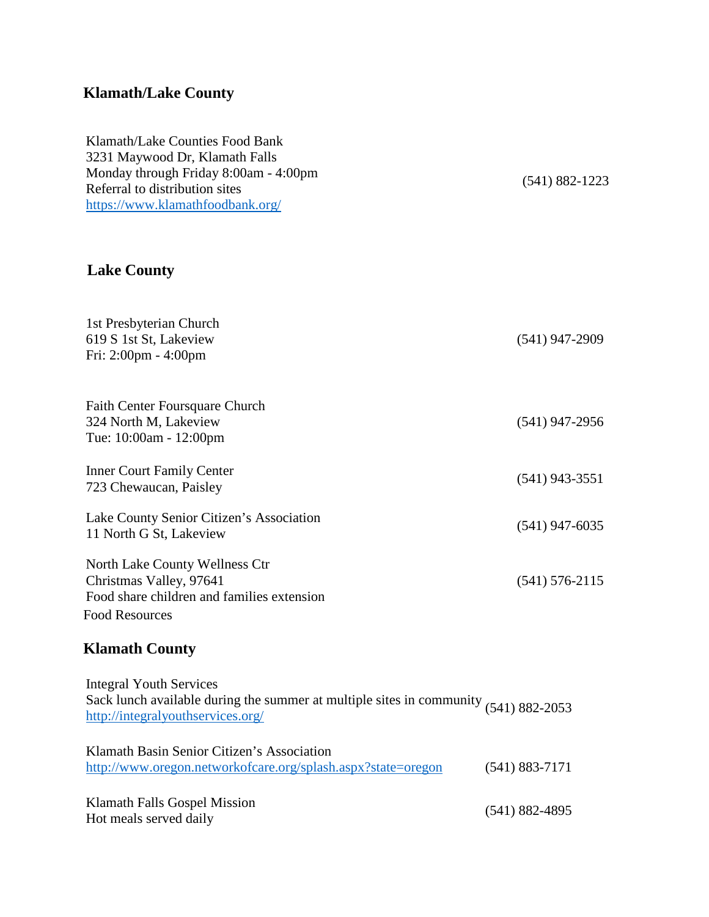## Klamath/Lake County

Klamath/Lake Counties Food Bank
3231 Maywood Dr, Klamath Falls
Monday through Friday 8:00am - 4:00pm
Referral to distribution sites
https://www.klamathfoodbank.org/

(541) 882-1223

## Lake County

1st Presbyterian Church
619 S 1st St, Lakeview
Fri: 2:00pm - 4:00pm

(541) 947-2909

Faith Center Foursquare Church
324 North M, Lakeview
Tue: 10:00am - 12:00pm

(541) 947-2956

Inner Court Family Center
723 Chewaucan, Paisley

(541) 943-3551

Lake County Senior Citizen's Association
11 North G St, Lakeview

(541) 947-6035

North Lake County Wellness Ctr
Christmas Valley, 97641
Food share children and families extension

(541) 576-2115

Food Resources

## Klamath County

Integral Youth Services
Sack lunch available during the summer at multiple sites in community
http://integralyouthservices.org/

(541) 882-2053

Klamath Basin Senior Citizen's Association
http://www.oregon.networkofcare.org/splash.aspx?state=oregon

(541) 883-7171

Klamath Falls Gospel Mission
Hot meals served daily

(541) 882-4895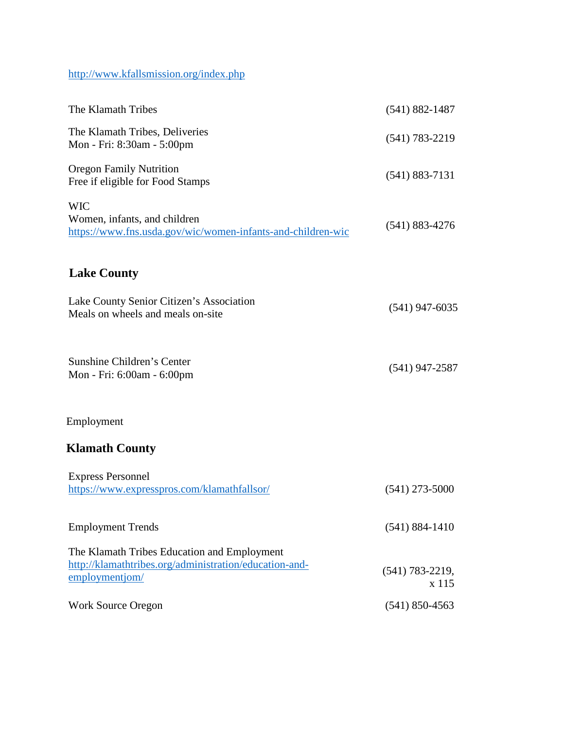http://www.kfallsmission.org/index.php

| | |
|---|---|
| The Klamath Tribes | (541) 882-1487 |
| The Klamath Tribes, Deliveries<br>Mon - Fri: 8:30am - 5:00pm | (541) 783-2219 |
| Oregon Family Nutrition<br>Free if eligible for Food Stamps | (541) 883-7131 |
| WIC<br>Women, infants, and children<br>https://www.fns.usda.gov/wic/women-infants-and-children-wic | (541) 883-4276 |

## Lake County

| | |
|---|---|
| Lake County Senior Citizen's Association<br>Meals on wheels and meals on-site | (541) 947-6035 |
| Sunshine Children's Center<br>Mon - Fri: 6:00am - 6:00pm | (541) 947-2587 |

Employment

## Klamath County

| | |
|---|---|
| Express Personnel<br>https://www.expresspros.com/klamathfallsor/ | (541) 273-5000 |
| Employment Trends | (541) 884-1410 |
| The Klamath Tribes Education and Employment<br>http://klamathtribes.org/administration/education-and-employmentjom/ | (541) 783-2219, x 115 |
| Work Source Oregon | (541) 850-4563 |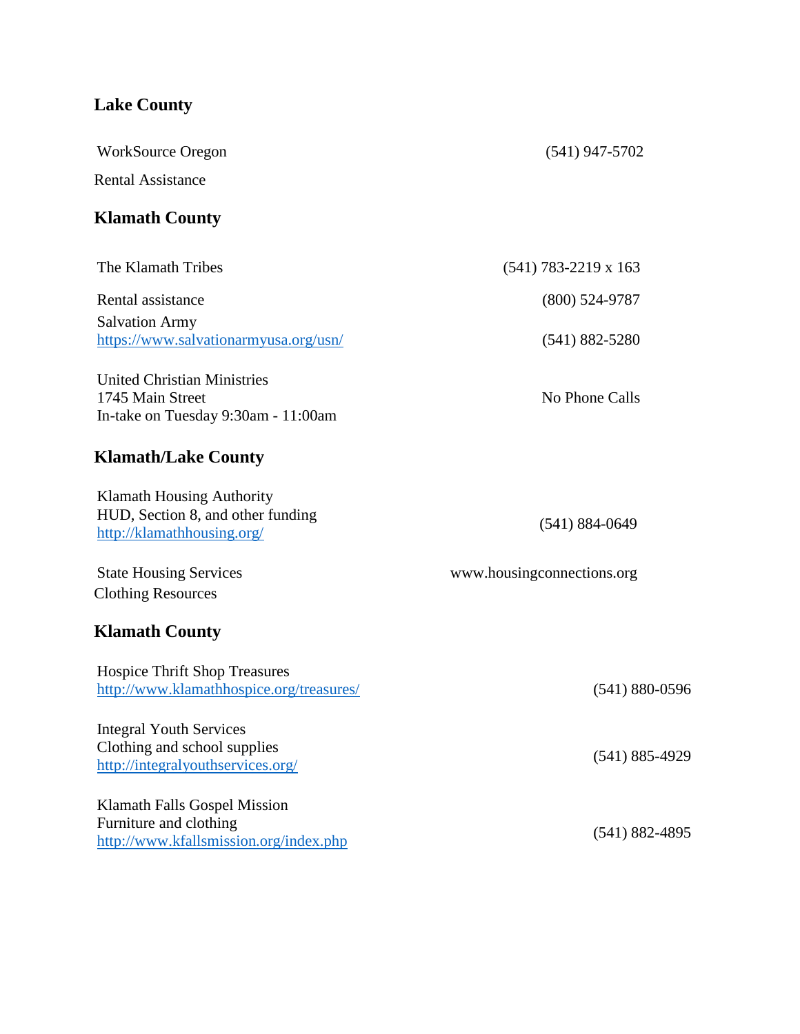## Lake County

WorkSource Oregon (541) 947-5702

Rental Assistance

## Klamath County

The Klamath Tribes (541) 783-2219 x 163

Rental assistance (800) 524-9787

Salvation Army
https://www.salvationarmyusa.org/usn/ (541) 882-5280

United Christian Ministries
1745 Main Street
In-take on Tuesday 9:30am - 11:00am
No Phone Calls

## Klamath/Lake County

Klamath Housing Authority
HUD, Section 8, and other funding
http://klamathhousing.org/
(541) 884-0649

State Housing Services www.housingconnections.org

Clothing Resources

## Klamath County

Hospice Thrift Shop Treasures
http://www.klamathhospice.org/treasures/
(541) 880-0596

Integral Youth Services
Clothing and school supplies
http://integralyouthservices.org/
(541) 885-4929

Klamath Falls Gospel Mission
Furniture and clothing
http://www.kfallsmission.org/index.php
(541) 882-4895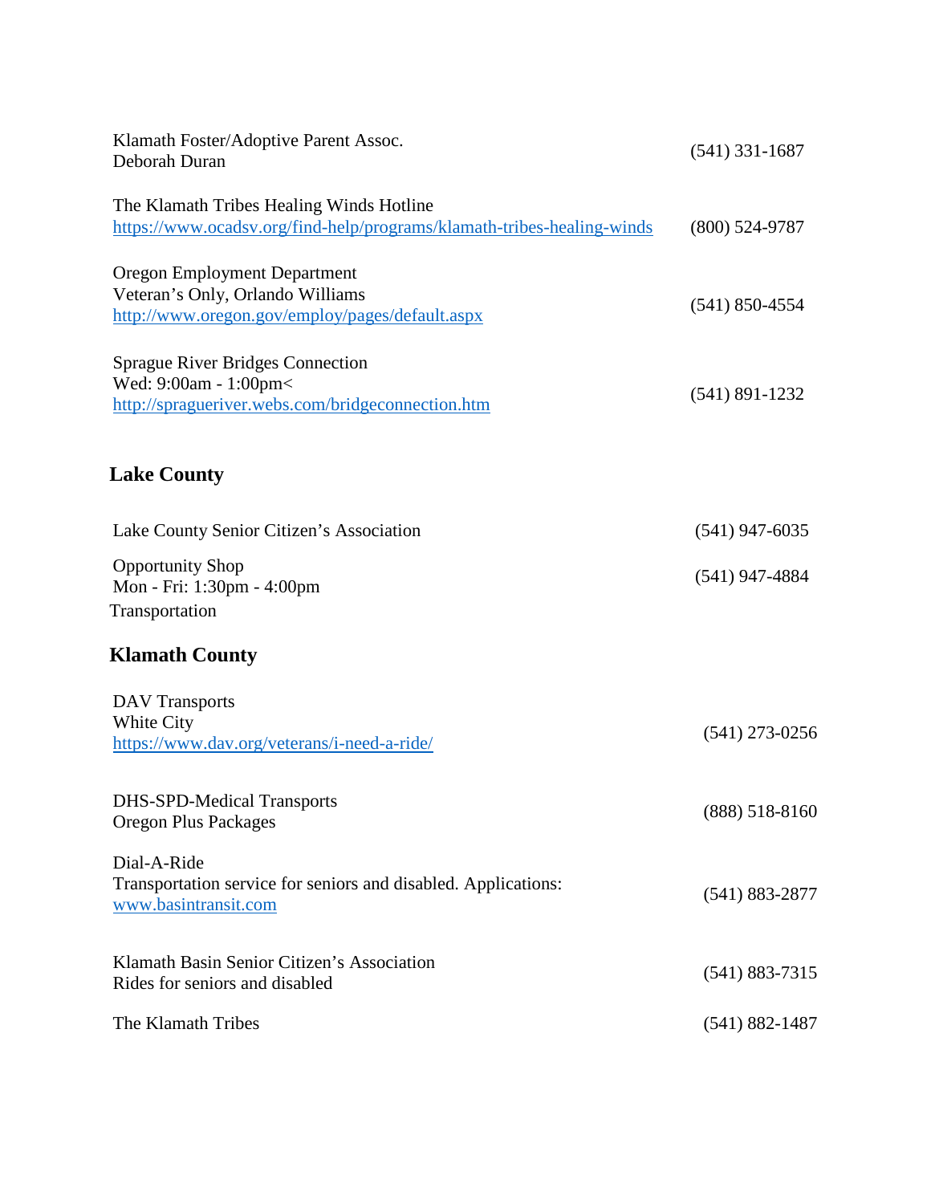Klamath Foster/Adoptive Parent Assoc.
Deborah Duran — (541) 331-1687

The Klamath Tribes Healing Winds Hotline
https://www.ocadsv.org/find-help/programs/klamath-tribes-healing-winds — (800) 524-9787

Oregon Employment Department
Veteran's Only, Orlando Williams
http://www.oregon.gov/employ/pages/default.aspx — (541) 850-4554

Sprague River Bridges Connection
Wed: 9:00am - 1:00pm<
http://spragueriver.webs.com/bridgeconnection.htm — (541) 891-1232

## Lake County

Lake County Senior Citizen's Association — (541) 947-6035

Opportunity Shop
Mon - Fri: 1:30pm - 4:00pm — (541) 947-4884

Transportation

## Klamath County

DAV Transports
White City
https://www.dav.org/veterans/i-need-a-ride/ — (541) 273-0256

DHS-SPD-Medical Transports
Oregon Plus Packages — (888) 518-8160

Dial-A-Ride
Transportation service for seniors and disabled. Applications:
www.basintransit.com — (541) 883-2877

Klamath Basin Senior Citizen's Association
Rides for seniors and disabled — (541) 883-7315

The Klamath Tribes — (541) 882-1487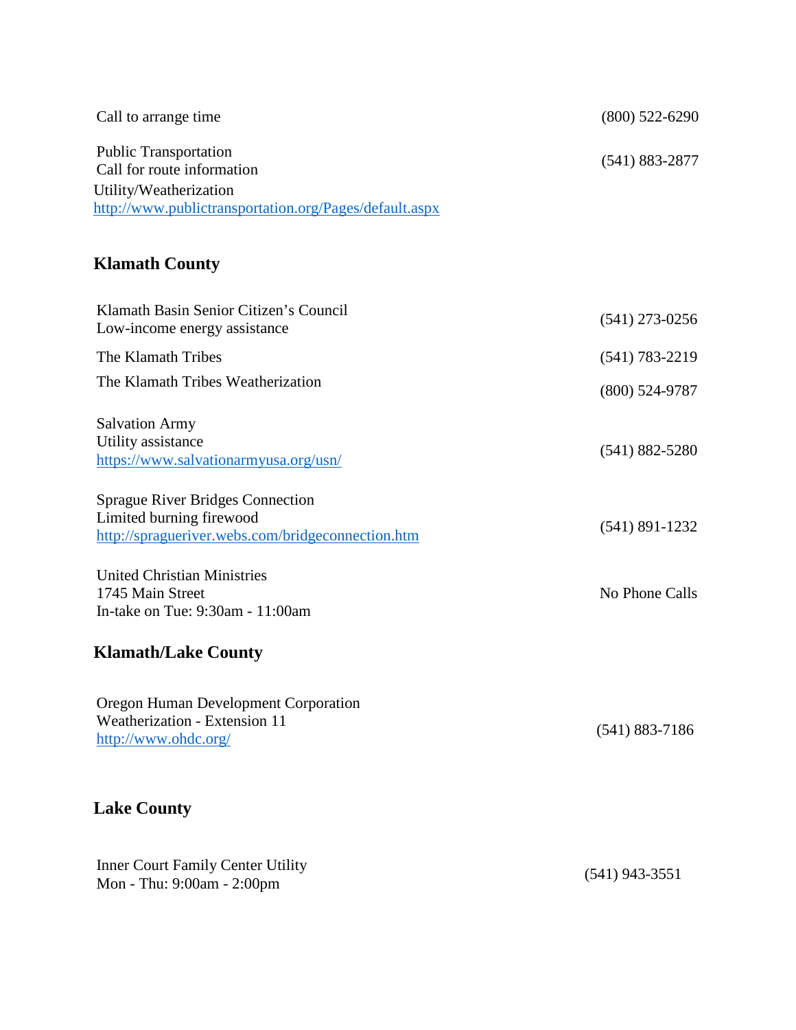Call to arrange time (800) 522-6290

Public Transportation
Call for route information (541) 883-2877
Utility/Weatherization
http://www.publictransportation.org/Pages/default.aspx

## Klamath County

Klamath Basin Senior Citizen's Council
Low-income energy assistance (541) 273-0256

The Klamath Tribes (541) 783-2219

The Klamath Tribes Weatherization (800) 524-9787

Salvation Army
Utility assistance
https://www.salvationarmyusa.org/usn/ (541) 882-5280

Sprague River Bridges Connection
Limited burning firewood
http://spragueriver.webs.com/bridgeconnection.htm (541) 891-1232

United Christian Ministries
1745 Main Street
In-take on Tue: 9:30am - 11:00am No Phone Calls

## Klamath/Lake County

Oregon Human Development Corporation
Weatherization - Extension 11
http://www.ohdc.org/ (541) 883-7186

## Lake County

Inner Court Family Center Utility
Mon - Thu: 9:00am - 2:00pm (541) 943-3551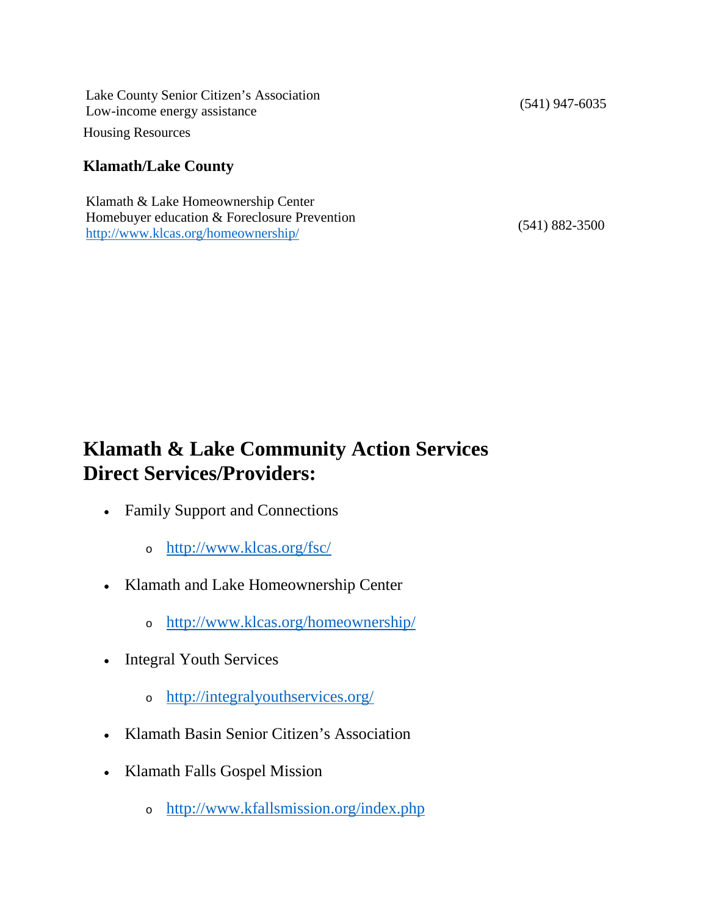Lake County Senior Citizen's Association
Low-income energy assistance (541) 947-6035

Housing Resources

**Klamath/Lake County**

Klamath & Lake Homeownership Center
Homebuyer education & Foreclosure Prevention
http://www.klcas.org/homeownership/ (541) 882-3500

## Klamath & Lake Community Action Services Direct Services/Providers:

- Family Support and Connections
  - http://www.klcas.org/fsc/
- Klamath and Lake Homeownership Center
  - http://www.klcas.org/homeownership/
- Integral Youth Services
  - http://integralyouthservices.org/
- Klamath Basin Senior Citizen's Association
- Klamath Falls Gospel Mission
  - http://www.kfallsmission.org/index.php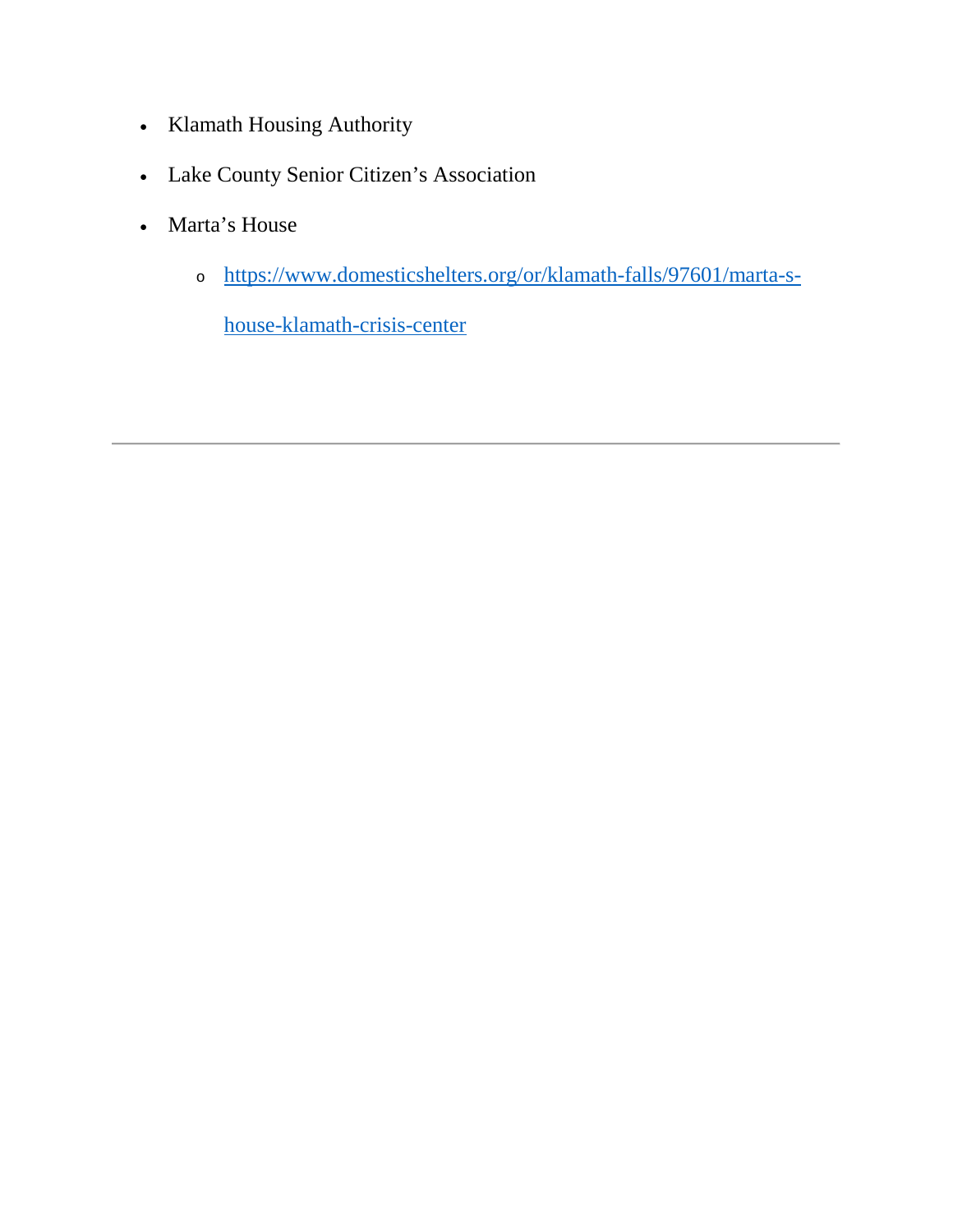- Klamath Housing Authority
- Lake County Senior Citizen's Association
- Marta's House
    - https://www.domesticshelters.org/or/klamath-falls/97601/marta-s-house-klamath-crisis-center

---